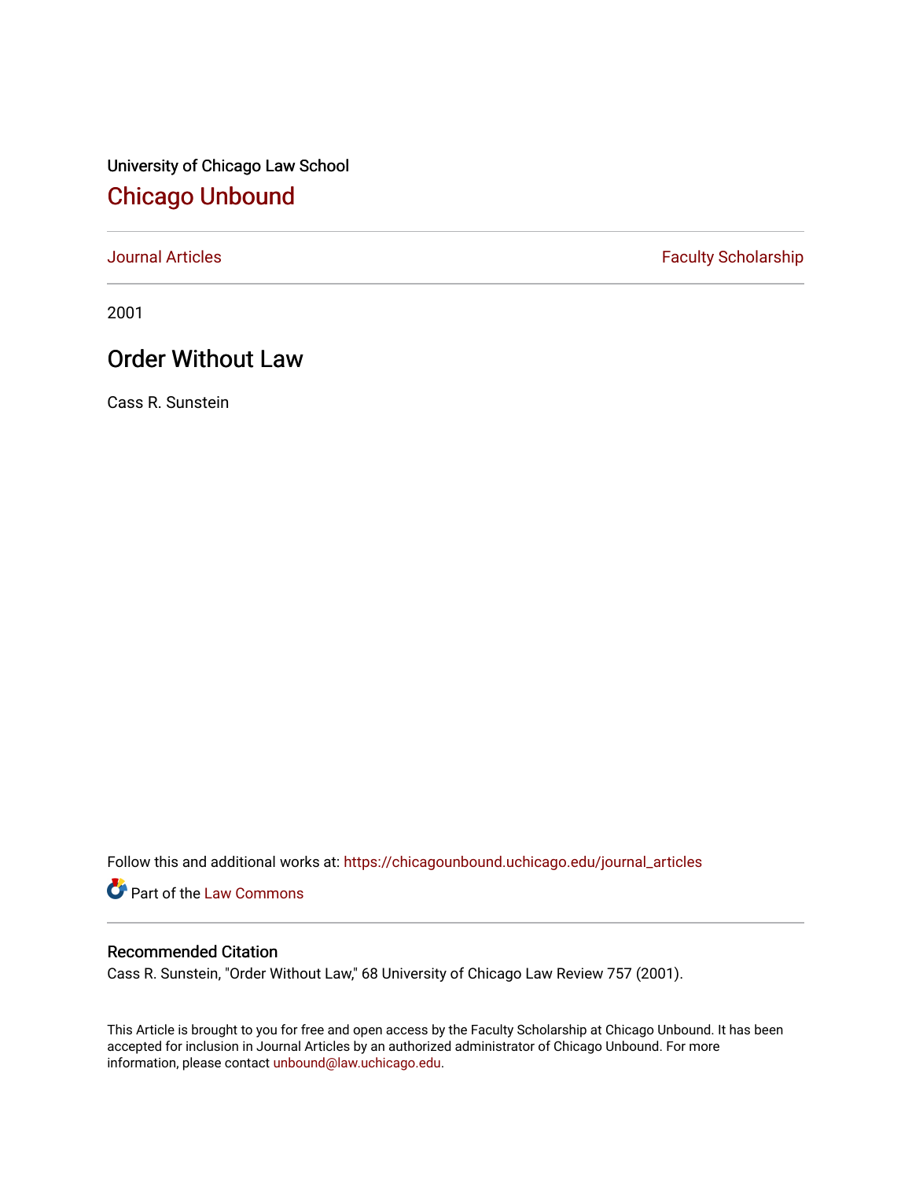University of Chicago Law School

# Chicago Unbound

Journal Articles | Faculty Scholarship

2001

## Order Without Law

Cass R. Sunstein

Follow this and additional works at: https://chicagounbound.uchicago.edu/journal_articles

Part of the Law Commons

### Recommended Citation

Cass R. Sunstein, "Order Without Law," 68 University of Chicago Law Review 757 (2001).

This Article is brought to you for free and open access by the Faculty Scholarship at Chicago Unbound. It has been accepted for inclusion in Journal Articles by an authorized administrator of Chicago Unbound. For more information, please contact unbound@law.uchicago.edu.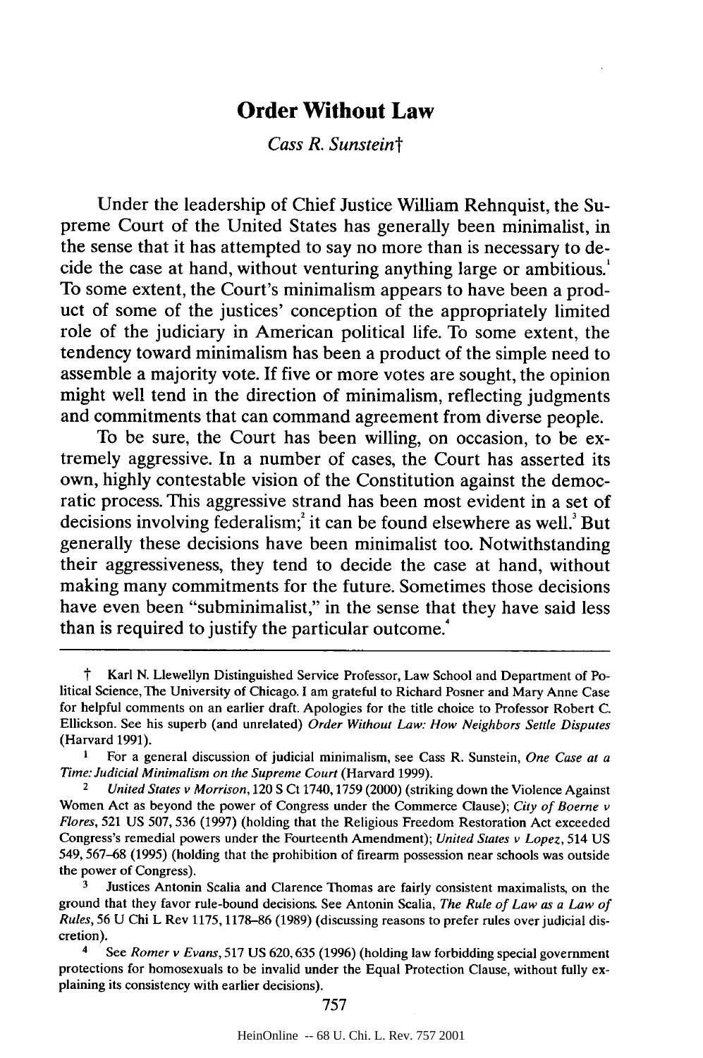# Order Without Law

*Cass R. Sunstein*†

Under the leadership of Chief Justice William Rehnquist, the Supreme Court of the United States has generally been minimalist, in the sense that it has attempted to say no more than is necessary to decide the case at hand, without venturing anything large or ambitious.[1] To some extent, the Court's minimalism appears to have been a product of some of the justices' conception of the appropriately limited role of the judiciary in American political life. To some extent, the tendency toward minimalism has been a product of the simple need to assemble a majority vote. If five or more votes are sought, the opinion might well tend in the direction of minimalism, reflecting judgments and commitments that can command agreement from diverse people.

To be sure, the Court has been willing, on occasion, to be extremely aggressive. In a number of cases, the Court has asserted its own, highly contestable vision of the Constitution against the democratic process. This aggressive strand has been most evident in a set of decisions involving federalism;[2] it can be found elsewhere as well.[3] But generally these decisions have been minimalist too. Notwithstanding their aggressiveness, they tend to decide the case at hand, without making many commitments for the future. Sometimes those decisions have even been "subminimalist," in the sense that they have said less than is required to justify the particular outcome.[4]

---

† Karl N. Llewellyn Distinguished Service Professor, Law School and Department of Political Science, The University of Chicago. I am grateful to Richard Posner and Mary Anne Case for helpful comments on an earlier draft. Apologies for the title choice to Professor Robert C. Ellickson. See his superb (and unrelated) *Order Without Law: How Neighbors Settle Disputes* (Harvard 1991).

[1] For a general discussion of judicial minimalism, see Cass R. Sunstein, *One Case at a Time: Judicial Minimalism on the Supreme Court* (Harvard 1999).

[2] *United States v Morrison*, 120 S Ct 1740, 1759 (2000) (striking down the Violence Against Women Act as beyond the power of Congress under the Commerce Clause); *City of Boerne v Flores*, 521 US 507, 536 (1997) (holding that the Religious Freedom Restoration Act exceeded Congress's remedial powers under the Fourteenth Amendment); *United States v Lopez*, 514 US 549, 567–68 (1995) (holding that the prohibition of firearm possession near schools was outside the power of Congress).

[3] Justices Antonin Scalia and Clarence Thomas are fairly consistent maximalists, on the ground that they favor rule-bound decisions. See Antonin Scalia, *The Rule of Law as a Law of Rules*, 56 U Chi L Rev 1175, 1178–86 (1989) (discussing reasons to prefer rules over judicial discretion).

[4] See *Romer v Evans*, 517 US 620, 635 (1996) (holding law forbidding special government protections for homosexuals to be invalid under the Equal Protection Clause, without fully explaining its consistency with earlier decisions).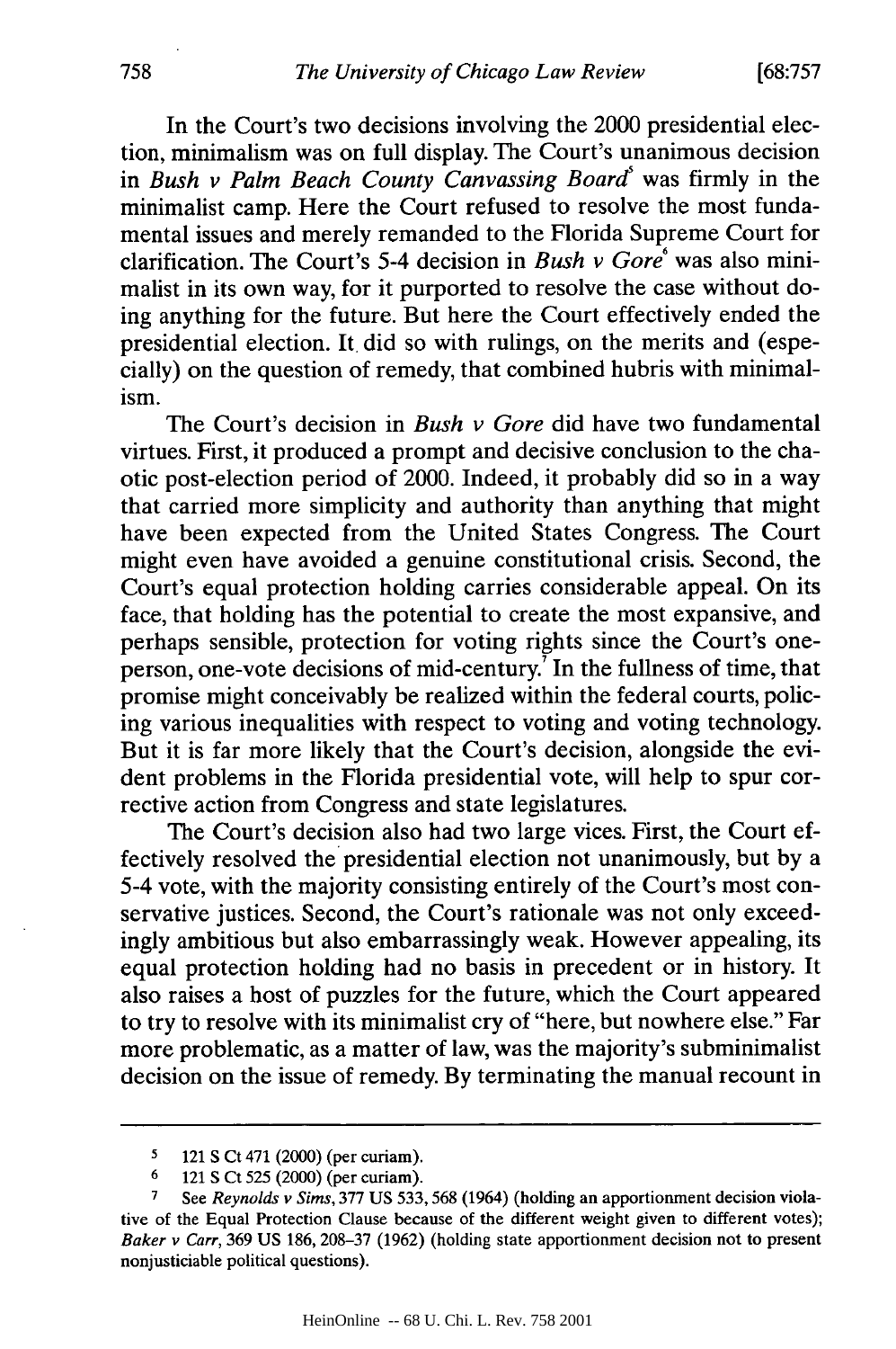In the Court's two decisions involving the 2000 presidential election, minimalism was on full display. The Court's unanimous decision in *Bush v Palm Beach County Canvassing Board*[5] was firmly in the minimalist camp. Here the Court refused to resolve the most fundamental issues and merely remanded to the Florida Supreme Court for clarification. The Court's 5-4 decision in *Bush v Gore*[6] was also minimalist in its own way, for it purported to resolve the case without doing anything for the future. But here the Court effectively ended the presidential election. It did so with rulings, on the merits and (especially) on the question of remedy, that combined hubris with minimalism.

The Court's decision in *Bush v Gore* did have two fundamental virtues. First, it produced a prompt and decisive conclusion to the chaotic post-election period of 2000. Indeed, it probably did so in a way that carried more simplicity and authority than anything that might have been expected from the United States Congress. The Court might even have avoided a genuine constitutional crisis. Second, the Court's equal protection holding carries considerable appeal. On its face, that holding has the potential to create the most expansive, and perhaps sensible, protection for voting rights since the Court's one-person, one-vote decisions of mid-century.[7] In the fullness of time, that promise might conceivably be realized within the federal courts, policing various inequalities with respect to voting and voting technology. But it is far more likely that the Court's decision, alongside the evident problems in the Florida presidential vote, will help to spur corrective action from Congress and state legislatures.

The Court's decision also had two large vices. First, the Court effectively resolved the presidential election not unanimously, but by a 5-4 vote, with the majority consisting entirely of the Court's most conservative justices. Second, the Court's rationale was not only exceedingly ambitious but also embarrassingly weak. However appealing, its equal protection holding had no basis in precedent or in history. It also raises a host of puzzles for the future, which the Court appeared to try to resolve with its minimalist cry of "here, but nowhere else." Far more problematic, as a matter of law, was the majority's subminimalist decision on the issue of remedy. By terminating the manual recount in

---

[5] 121 S Ct 471 (2000) (per curiam).

[6] 121 S Ct 525 (2000) (per curiam).

[7] See *Reynolds v Sims*, 377 US 533, 568 (1964) (holding an apportionment decision violative of the Equal Protection Clause because of the different weight given to different votes); *Baker v Carr*, 369 US 186, 208–37 (1962) (holding state apportionment decision not to present nonjusticiable political questions).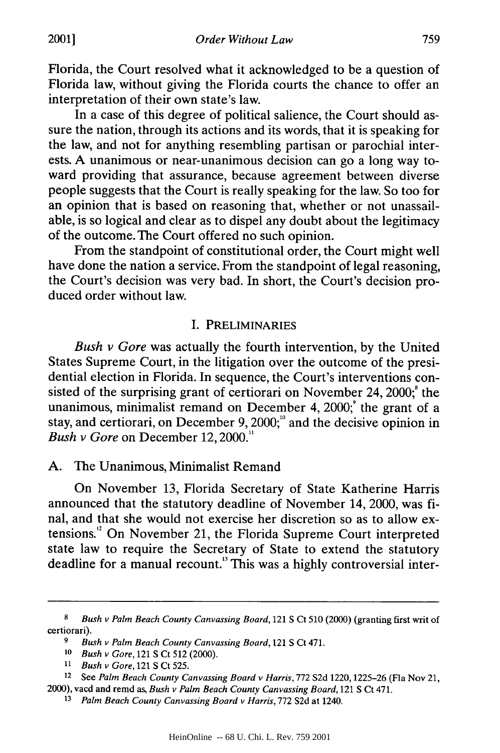Florida, the Court resolved what it acknowledged to be a question of Florida law, without giving the Florida courts the chance to offer an interpretation of their own state's law.

In a case of this degree of political salience, the Court should assure the nation, through its actions and its words, that it is speaking for the law, and not for anything resembling partisan or parochial interests. A unanimous or near-unanimous decision can go a long way toward providing that assurance, because agreement between diverse people suggests that the Court is really speaking for the law. So too for an opinion that is based on reasoning that, whether or not unassailable, is so logical and clear as to dispel any doubt about the legitimacy of the outcome. The Court offered no such opinion.

From the standpoint of constitutional order, the Court might well have done the nation a service. From the standpoint of legal reasoning, the Court's decision was very bad. In short, the Court's decision produced order without law.

## I. PRELIMINARIES

*Bush v Gore* was actually the fourth intervention, by the United States Supreme Court, in the litigation over the outcome of the presidential election in Florida. In sequence, the Court's interventions consisted of the surprising grant of certiorari on November 24, 2000;[8] the unanimous, minimalist remand on December 4, 2000;[9] the grant of a stay, and certiorari, on December 9, 2000;[10] and the decisive opinion in *Bush v Gore* on December 12, 2000.[11]

### A. The Unanimous, Minimalist Remand

On November 13, Florida Secretary of State Katherine Harris announced that the statutory deadline of November 14, 2000, was final, and that she would not exercise her discretion so as to allow extensions.[12] On November 21, the Florida Supreme Court interpreted state law to require the Secretary of State to extend the statutory deadline for a manual recount.[13] This was a highly controversial inter-

---

8 *Bush v Palm Beach County Canvassing Board*, 121 S Ct 510 (2000) (granting first writ of certiorari).

9 *Bush v Palm Beach County Canvassing Board*, 121 S Ct 471.

10 *Bush v Gore*, 121 S Ct 512 (2000).

11 *Bush v Gore*, 121 S Ct 525.

12 See *Palm Beach County Canvassing Board v Harris*, 772 S2d 1220, 1225–26 (Fla Nov 21, 2000), vacd and remd as, *Bush v Palm Beach County Canvassing Board*, 121 S Ct 471.

13 *Palm Beach County Canvassing Board v Harris*, 772 S2d at 1240.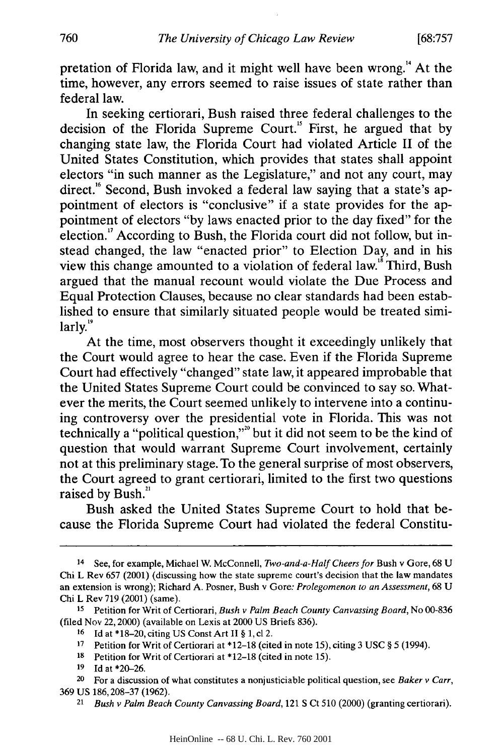pretation of Florida law, and it might well have been wrong.[14] At the time, however, any errors seemed to raise issues of state rather than federal law.

In seeking certiorari, Bush raised three federal challenges to the decision of the Florida Supreme Court.[15] First, he argued that by changing state law, the Florida Court had violated Article II of the United States Constitution, which provides that states shall appoint electors "in such manner as the Legislature," and not any court, may direct.[16] Second, Bush invoked a federal law saying that a state's appointment of electors is "conclusive" if a state provides for the appointment of electors "by laws enacted prior to the day fixed" for the election.[17] According to Bush, the Florida court did not follow, but instead changed, the law "enacted prior" to Election Day, and in his view this change amounted to a violation of federal law.[18] Third, Bush argued that the manual recount would violate the Due Process and Equal Protection Clauses, because no clear standards had been established to ensure that similarly situated people would be treated similarly.[19]

At the time, most observers thought it exceedingly unlikely that the Court would agree to hear the case. Even if the Florida Supreme Court had effectively "changed" state law, it appeared improbable that the United States Supreme Court could be convinced to say so. Whatever the merits, the Court seemed unlikely to intervene into a continuing controversy over the presidential vote in Florida. This was not technically a "political question,"[20] but it did not seem to be the kind of question that would warrant Supreme Court involvement, certainly not at this preliminary stage. To the general surprise of most observers, the Court agreed to grant certiorari, limited to the first two questions raised by Bush.[21]

Bush asked the United States Supreme Court to hold that because the Florida Supreme Court had violated the federal Constitu-

---

[14] See, for example, Michael W. McConnell, *Two-and-a-Half Cheers for* Bush v Gore, 68 U Chi L Rev 657 (2001) (discussing how the state supreme court's decision that the law mandates an extension is wrong); Richard A. Posner, Bush v Gore*: Prolegomenon to an Assessment*, 68 U Chi L Rev 719 (2001) (same).

[15] Petition for Writ of Certiorari, *Bush v Palm Beach County Canvassing Board*, No 00-836 (filed Nov 22, 2000) (available on Lexis at 2000 US Briefs 836).

[16] Id at *18–20, citing US Const Art II § 1, cl 2.

[17] Petition for Writ of Certiorari at *12–18 (cited in note 15), citing 3 USC § 5 (1994).

[18] Petition for Writ of Certiorari at *12–18 (cited in note 15).

[19] Id at *20–26.

[20] For a discussion of what constitutes a nonjusticiable political question, see *Baker v Carr*, 369 US 186, 208–37 (1962).

[21] *Bush v Palm Beach County Canvassing Board*, 121 S Ct 510 (2000) (granting certiorari).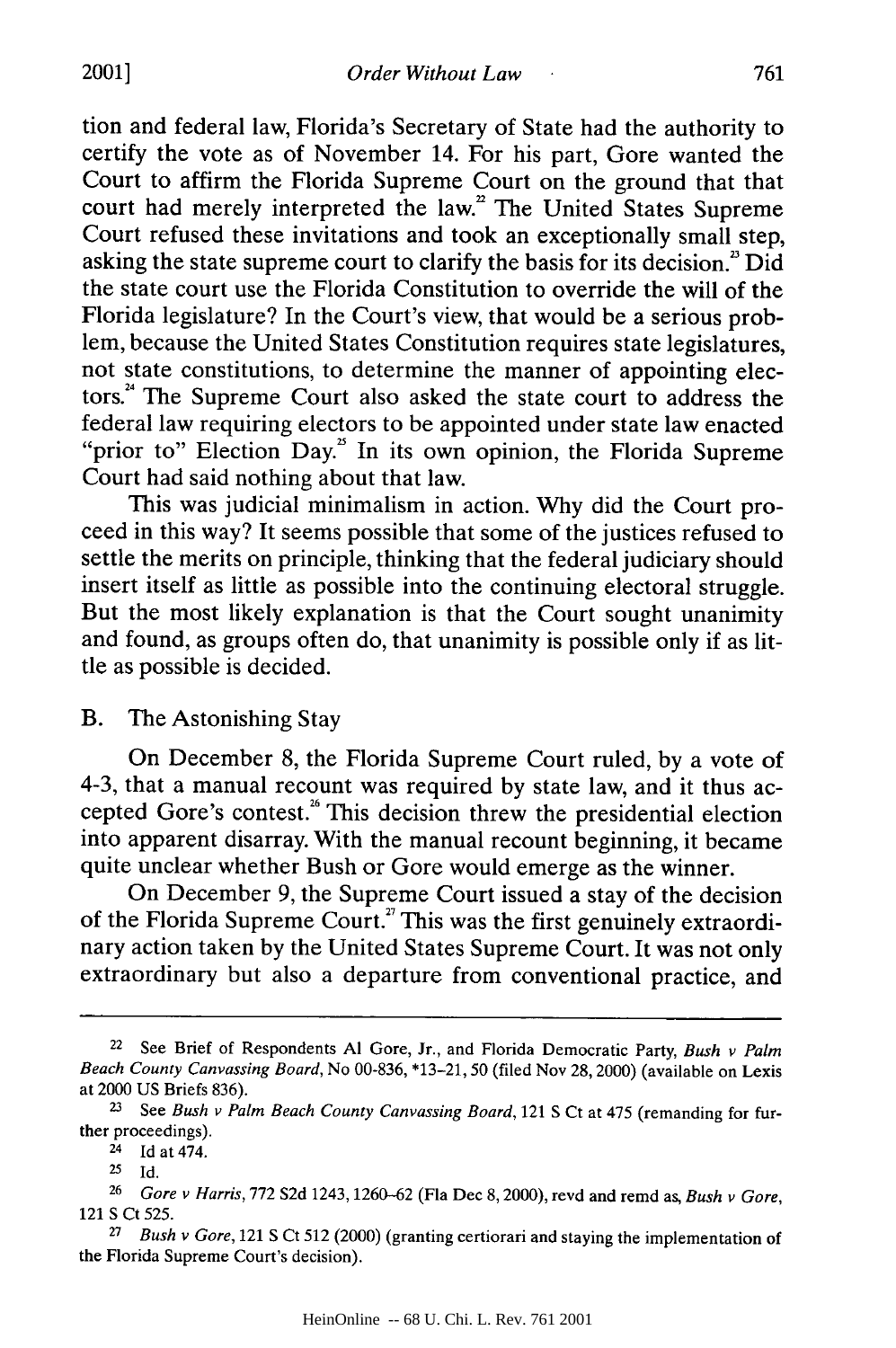tion and federal law, Florida's Secretary of State had the authority to certify the vote as of November 14. For his part, Gore wanted the Court to affirm the Florida Supreme Court on the ground that that court had merely interpreted the law.[22] The United States Supreme Court refused these invitations and took an exceptionally small step, asking the state supreme court to clarify the basis for its decision.[23] Did the state court use the Florida Constitution to override the will of the Florida legislature? In the Court's view, that would be a serious problem, because the United States Constitution requires state legislatures, not state constitutions, to determine the manner of appointing electors.[24] The Supreme Court also asked the state court to address the federal law requiring electors to be appointed under state law enacted "prior to" Election Day.[25] In its own opinion, the Florida Supreme Court had said nothing about that law.

This was judicial minimalism in action. Why did the Court proceed in this way? It seems possible that some of the justices refused to settle the merits on principle, thinking that the federal judiciary should insert itself as little as possible into the continuing electoral struggle. But the most likely explanation is that the Court sought unanimity and found, as groups often do, that unanimity is possible only if as little as possible is decided.

## B. The Astonishing Stay

On December 8, the Florida Supreme Court ruled, by a vote of 4-3, that a manual recount was required by state law, and it thus accepted Gore's contest.[26] This decision threw the presidential election into apparent disarray. With the manual recount beginning, it became quite unclear whether Bush or Gore would emerge as the winner.

On December 9, the Supreme Court issued a stay of the decision of the Florida Supreme Court.[27] This was the first genuinely extraordinary action taken by the United States Supreme Court. It was not only extraordinary but also a departure from conventional practice, and

---

[22] See Brief of Respondents Al Gore, Jr., and Florida Democratic Party, *Bush v Palm Beach County Canvassing Board*, No 00-836, *13–21, 50 (filed Nov 28, 2000) (available on Lexis at 2000 US Briefs 836).

[23] See *Bush v Palm Beach County Canvassing Board*, 121 S Ct at 475 (remanding for further proceedings).

[24] Id at 474.

[25] Id.

[26] *Gore v Harris*, 772 S2d 1243, 1260–62 (Fla Dec 8, 2000), revd and remd as, *Bush v Gore*, 121 S Ct 525.

[27] *Bush v Gore*, 121 S Ct 512 (2000) (granting certiorari and staying the implementation of the Florida Supreme Court's decision).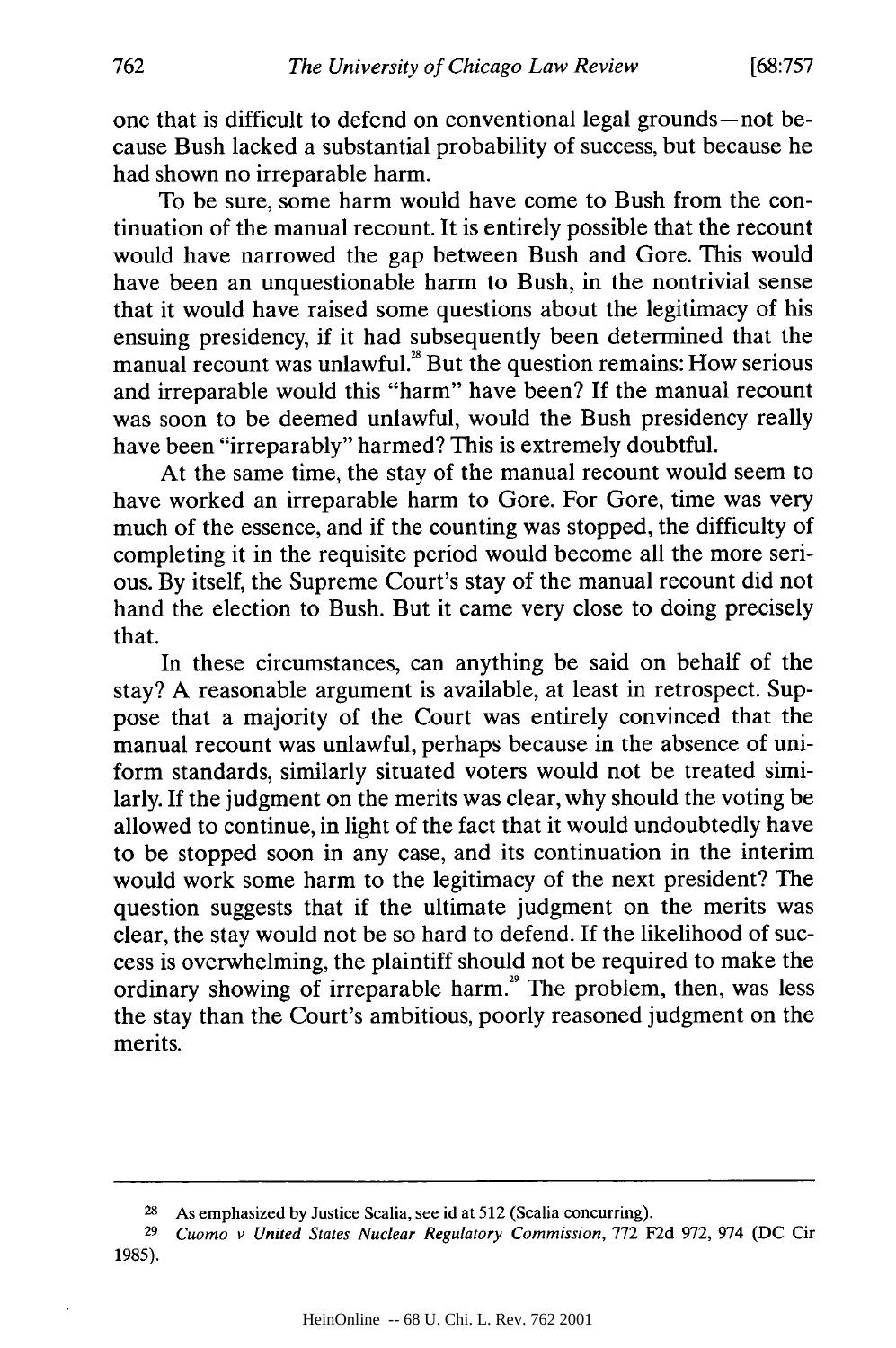one that is difficult to defend on conventional legal grounds—not because Bush lacked a substantial probability of success, but because he had shown no irreparable harm.

To be sure, some harm would have come to Bush from the continuation of the manual recount. It is entirely possible that the recount would have narrowed the gap between Bush and Gore. This would have been an unquestionable harm to Bush, in the nontrivial sense that it would have raised some questions about the legitimacy of his ensuing presidency, if it had subsequently been determined that the manual recount was unlawful.[28] But the question remains: How serious and irreparable would this "harm" have been? If the manual recount was soon to be deemed unlawful, would the Bush presidency really have been "irreparably" harmed? This is extremely doubtful.

At the same time, the stay of the manual recount would seem to have worked an irreparable harm to Gore. For Gore, time was very much of the essence, and if the counting was stopped, the difficulty of completing it in the requisite period would become all the more serious. By itself, the Supreme Court's stay of the manual recount did not hand the election to Bush. But it came very close to doing precisely that.

In these circumstances, can anything be said on behalf of the stay? A reasonable argument is available, at least in retrospect. Suppose that a majority of the Court was entirely convinced that the manual recount was unlawful, perhaps because in the absence of uniform standards, similarly situated voters would not be treated similarly. If the judgment on the merits was clear, why should the voting be allowed to continue, in light of the fact that it would undoubtedly have to be stopped soon in any case, and its continuation in the interim would work some harm to the legitimacy of the next president? The question suggests that if the ultimate judgment on the merits was clear, the stay would not be so hard to defend. If the likelihood of success is overwhelming, the plaintiff should not be required to make the ordinary showing of irreparable harm.[29] The problem, then, was less the stay than the Court's ambitious, poorly reasoned judgment on the merits.

---

28 As emphasized by Justice Scalia, see id at 512 (Scalia concurring).

29 *Cuomo v United States Nuclear Regulatory Commission*, 772 F2d 972, 974 (DC Cir 1985).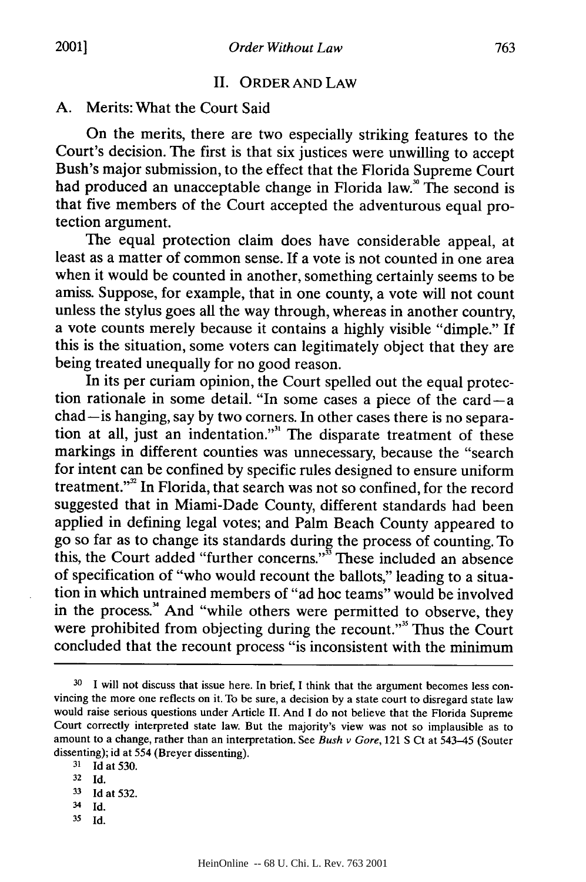## II. ORDER AND LAW

### A. Merits: What the Court Said

On the merits, there are two especially striking features to the Court's decision. The first is that six justices were unwilling to accept Bush's major submission, to the effect that the Florida Supreme Court had produced an unacceptable change in Florida law.[30] The second is that five members of the Court accepted the adventurous equal protection argument.

The equal protection claim does have considerable appeal, at least as a matter of common sense. If a vote is not counted in one area when it would be counted in another, something certainly seems to be amiss. Suppose, for example, that in one county, a vote will not count unless the stylus goes all the way through, whereas in another country, a vote counts merely because it contains a highly visible "dimple." If this is the situation, some voters can legitimately object that they are being treated unequally for no good reason.

In its per curiam opinion, the Court spelled out the equal protection rationale in some detail. "In some cases a piece of the card—a chad—is hanging, say by two corners. In other cases there is no separation at all, just an indentation."[31] The disparate treatment of these markings in different counties was unnecessary, because the "search for intent can be confined by specific rules designed to ensure uniform treatment."[32] In Florida, that search was not so confined, for the record suggested that in Miami-Dade County, different standards had been applied in defining legal votes; and Palm Beach County appeared to go so far as to change its standards during the process of counting. To this, the Court added "further concerns."[33] These included an absence of specification of "who would recount the ballots," leading to a situation in which untrained members of "ad hoc teams" would be involved in the process.[34] And "while others were permitted to observe, they were prohibited from objecting during the recount."[35] Thus the Court concluded that the recount process "is inconsistent with the minimum

---

[30] I will not discuss that issue here. In brief, I think that the argument becomes less convincing the more one reflects on it. To be sure, a decision by a state court to disregard state law would raise serious questions under Article II. And I do not believe that the Florida Supreme Court correctly interpreted state law. But the majority's view was not so implausible as to amount to a change, rather than an interpretation. See *Bush v Gore*, 121 S Ct at 543–45 (Souter dissenting); id at 554 (Breyer dissenting).

[31] Id at 530.

[32] Id.

[33] Id at 532.

[34] Id.

[35] Id.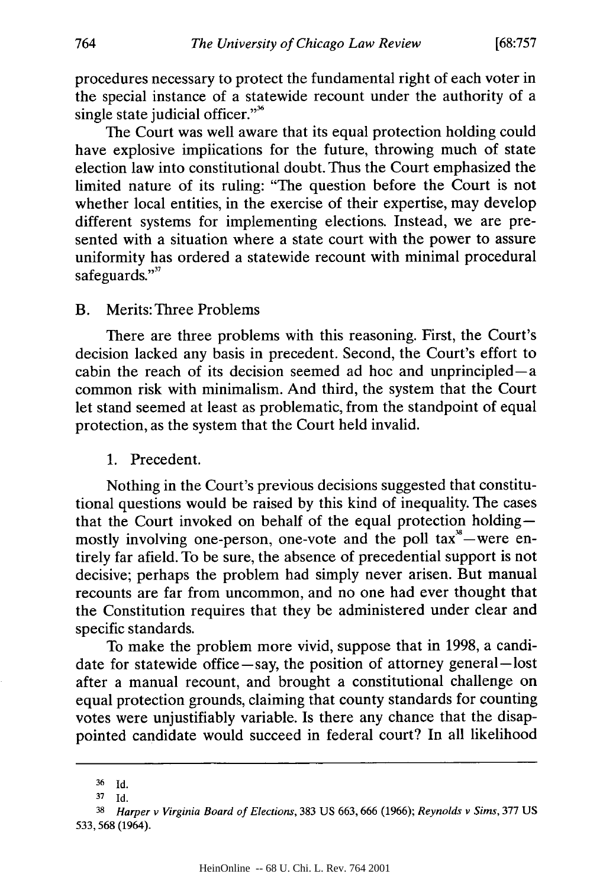procedures necessary to protect the fundamental right of each voter in the special instance of a statewide recount under the authority of a single state judicial officer."[36]

The Court was well aware that its equal protection holding could have explosive implications for the future, throwing much of state election law into constitutional doubt. Thus the Court emphasized the limited nature of its ruling: "The question before the Court is not whether local entities, in the exercise of their expertise, may develop different systems for implementing elections. Instead, we are presented with a situation where a state court with the power to assure uniformity has ordered a statewide recount with minimal procedural safeguards."[37]

## B. Merits: Three Problems

There are three problems with this reasoning. First, the Court's decision lacked any basis in precedent. Second, the Court's effort to cabin the reach of its decision seemed ad hoc and unprincipled—a common risk with minimalism. And third, the system that the Court let stand seemed at least as problematic, from the standpoint of equal protection, as the system that the Court held invalid.

### 1. Precedent.

Nothing in the Court's previous decisions suggested that constitutional questions would be raised by this kind of inequality. The cases that the Court invoked on behalf of the equal protection holding—mostly involving one-person, one-vote and the poll tax[38]—were entirely far afield. To be sure, the absence of precedential support is not decisive; perhaps the problem had simply never arisen. But manual recounts are far from uncommon, and no one had ever thought that the Constitution requires that they be administered under clear and specific standards.

To make the problem more vivid, suppose that in 1998, a candidate for statewide office—say, the position of attorney general—lost after a manual recount, and brought a constitutional challenge on equal protection grounds, claiming that county standards for counting votes were unjustifiably variable. Is there any chance that the disappointed candidate would succeed in federal court? In all likelihood

---

36 Id.

37 Id.

38 *Harper v Virginia Board of Elections*, 383 US 663, 666 (1966); *Reynolds v Sims*, 377 US 533, 568 (1964).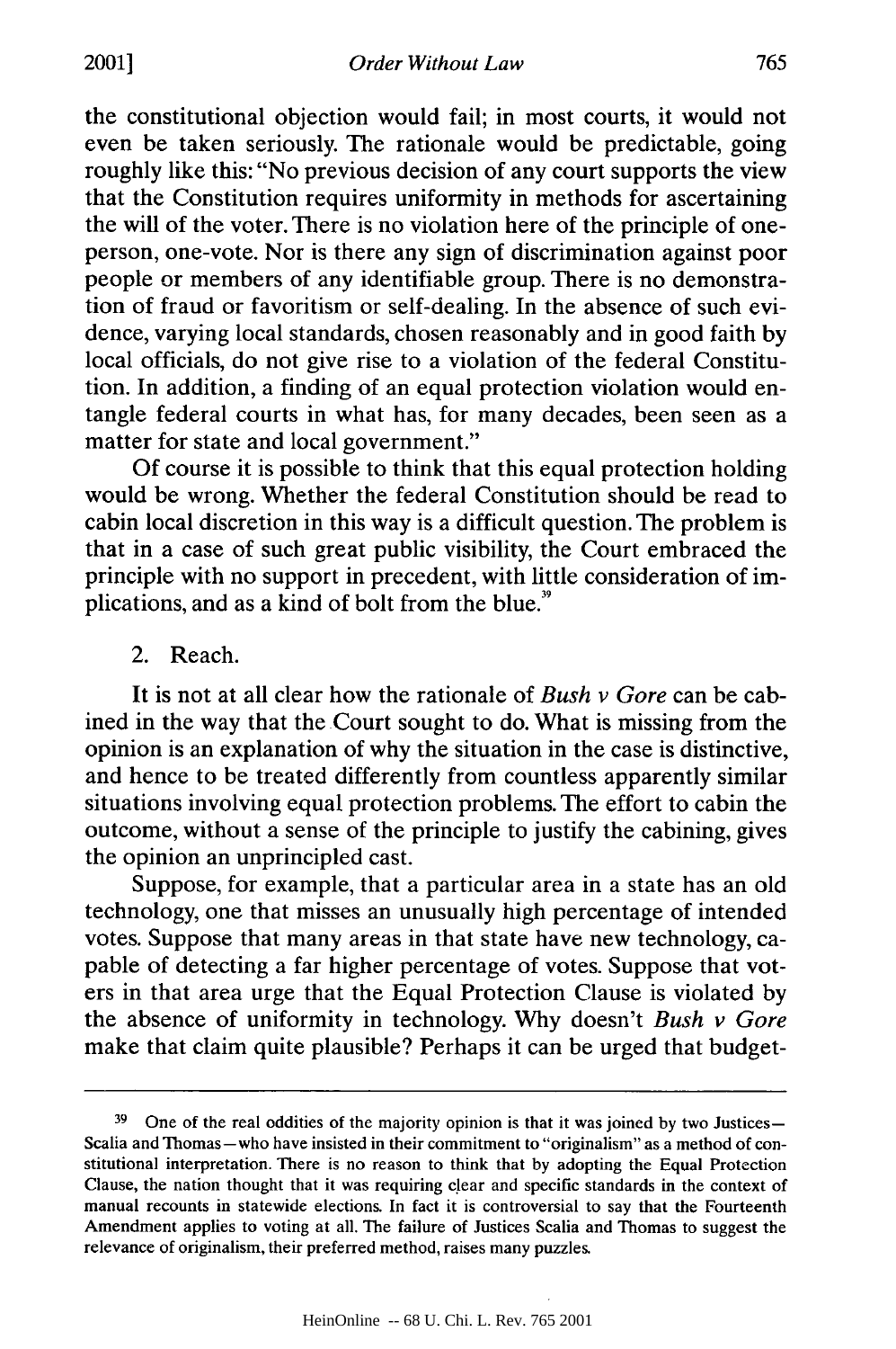the constitutional objection would fail; in most courts, it would not even be taken seriously. The rationale would be predictable, going roughly like this: "No previous decision of any court supports the view that the Constitution requires uniformity in methods for ascertaining the will of the voter. There is no violation here of the principle of one-person, one-vote. Nor is there any sign of discrimination against poor people or members of any identifiable group. There is no demonstration of fraud or favoritism or self-dealing. In the absence of such evidence, varying local standards, chosen reasonably and in good faith by local officials, do not give rise to a violation of the federal Constitution. In addition, a finding of an equal protection violation would entangle federal courts in what has, for many decades, been seen as a matter for state and local government."

Of course it is possible to think that this equal protection holding would be wrong. Whether the federal Constitution should be read to cabin local discretion in this way is a difficult question. The problem is that in a case of such great public visibility, the Court embraced the principle with no support in precedent, with little consideration of implications, and as a kind of bolt from the blue.[39]

2. Reach.

It is not at all clear how the rationale of *Bush v Gore* can be cabined in the way that the Court sought to do. What is missing from the opinion is an explanation of why the situation in the case is distinctive, and hence to be treated differently from countless apparently similar situations involving equal protection problems. The effort to cabin the outcome, without a sense of the principle to justify the cabining, gives the opinion an unprincipled cast.

Suppose, for example, that a particular area in a state has an old technology, one that misses an unusually high percentage of intended votes. Suppose that many areas in that state have new technology, capable of detecting a far higher percentage of votes. Suppose that voters in that area urge that the Equal Protection Clause is violated by the absence of uniformity in technology. Why doesn't *Bush v Gore* make that claim quite plausible? Perhaps it can be urged that budget-

---

[39] One of the real oddities of the majority opinion is that it was joined by two Justices—Scalia and Thomas—who have insisted in their commitment to "originalism" as a method of constitutional interpretation. There is no reason to think that by adopting the Equal Protection Clause, the nation thought that it was requiring clear and specific standards in the context of manual recounts in statewide elections. In fact it is controversial to say that the Fourteenth Amendment applies to voting at all. The failure of Justices Scalia and Thomas to suggest the relevance of originalism, their preferred method, raises many puzzles.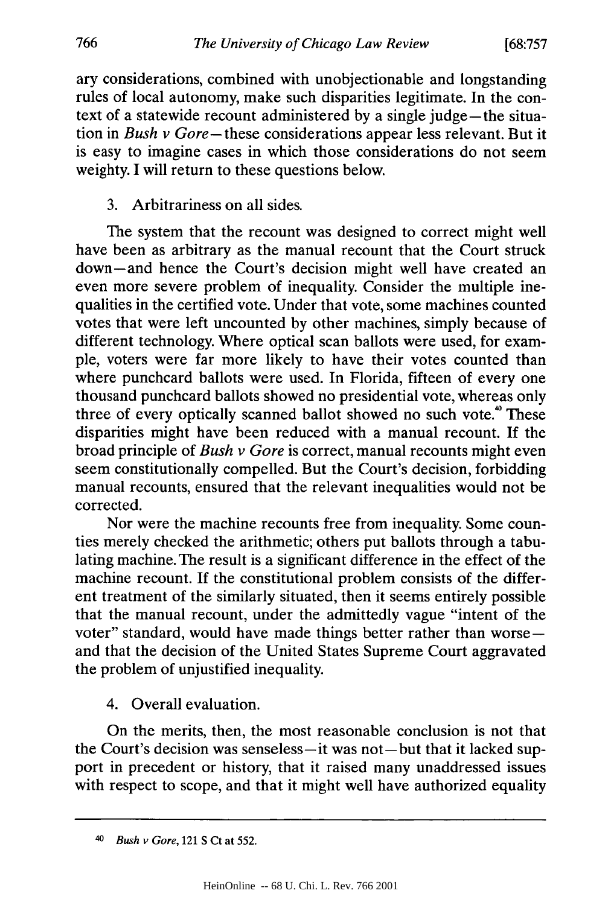ary considerations, combined with unobjectionable and longstanding rules of local autonomy, make such disparities legitimate. In the context of a statewide recount administered by a single judge—the situation in *Bush v Gore*—these considerations appear less relevant. But it is easy to imagine cases in which those considerations do not seem weighty. I will return to these questions below.

3. Arbitrariness on all sides.

The system that the recount was designed to correct might well have been as arbitrary as the manual recount that the Court struck down—and hence the Court's decision might well have created an even more severe problem of inequality. Consider the multiple inequalities in the certified vote. Under that vote, some machines counted votes that were left uncounted by other machines, simply because of different technology. Where optical scan ballots were used, for example, voters were far more likely to have their votes counted than where punchcard ballots were used. In Florida, fifteen of every one thousand punchcard ballots showed no presidential vote, whereas only three of every optically scanned ballot showed no such vote.[40] These disparities might have been reduced with a manual recount. If the broad principle of *Bush v Gore* is correct, manual recounts might even seem constitutionally compelled. But the Court's decision, forbidding manual recounts, ensured that the relevant inequalities would not be corrected.

Nor were the machine recounts free from inequality. Some counties merely checked the arithmetic; others put ballots through a tabulating machine. The result is a significant difference in the effect of the machine recount. If the constitutional problem consists of the different treatment of the similarly situated, then it seems entirely possible that the manual recount, under the admittedly vague "intent of the voter" standard, would have made things better rather than worse—and that the decision of the United States Supreme Court aggravated the problem of unjustified inequality.

4. Overall evaluation.

On the merits, then, the most reasonable conclusion is not that the Court's decision was senseless—it was not—but that it lacked support in precedent or history, that it raised many unaddressed issues with respect to scope, and that it might well have authorized equality

---

[40] *Bush v Gore*, 121 S Ct at 552.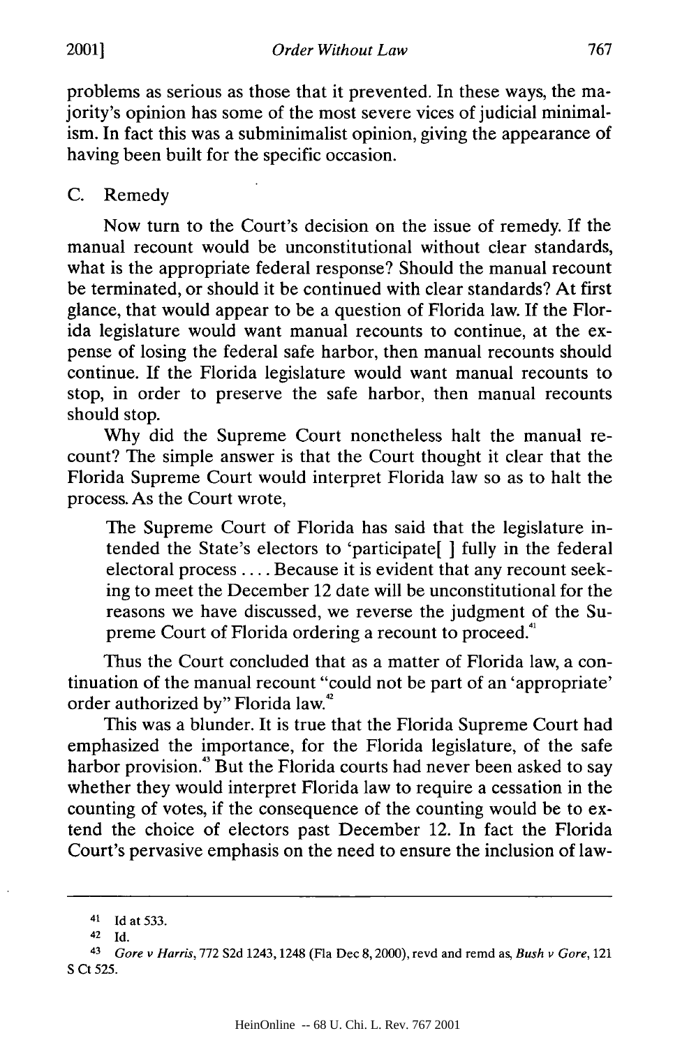problems as serious as those that it prevented. In these ways, the majority's opinion has some of the most severe vices of judicial minimalism. In fact this was a subminimalist opinion, giving the appearance of having been built for the specific occasion.

### C. Remedy

Now turn to the Court's decision on the issue of remedy. If the manual recount would be unconstitutional without clear standards, what is the appropriate federal response? Should the manual recount be terminated, or should it be continued with clear standards? At first glance, that would appear to be a question of Florida law. If the Florida legislature would want manual recounts to continue, at the expense of losing the federal safe harbor, then manual recounts should continue. If the Florida legislature would want manual recounts to stop, in order to preserve the safe harbor, then manual recounts should stop.

Why did the Supreme Court nonetheless halt the manual recount? The simple answer is that the Court thought it clear that the Florida Supreme Court would interpret Florida law so as to halt the process. As the Court wrote,

> The Supreme Court of Florida has said that the legislature intended the State's electors to 'participate[ ] fully in the federal electoral process .... Because it is evident that any recount seeking to meet the December 12 date will be unconstitutional for the reasons we have discussed, we reverse the judgment of the Supreme Court of Florida ordering a recount to proceed.[41]

Thus the Court concluded that as a matter of Florida law, a continuation of the manual recount "could not be part of an 'appropriate' order authorized by" Florida law.[42]

This was a blunder. It is true that the Florida Supreme Court had emphasized the importance, for the Florida legislature, of the safe harbor provision.[43] But the Florida courts had never been asked to say whether they would interpret Florida law to require a cessation in the counting of votes, if the consequence of the counting would be to extend the choice of electors past December 12. In fact the Florida Court's pervasive emphasis on the need to ensure the inclusion of law-

---

[41] Id at 533.

[42] Id.

[43] *Gore v Harris*, 772 S2d 1243, 1248 (Fla Dec 8, 2000), revd and remd as, *Bush v Gore*, 121 S Ct 525.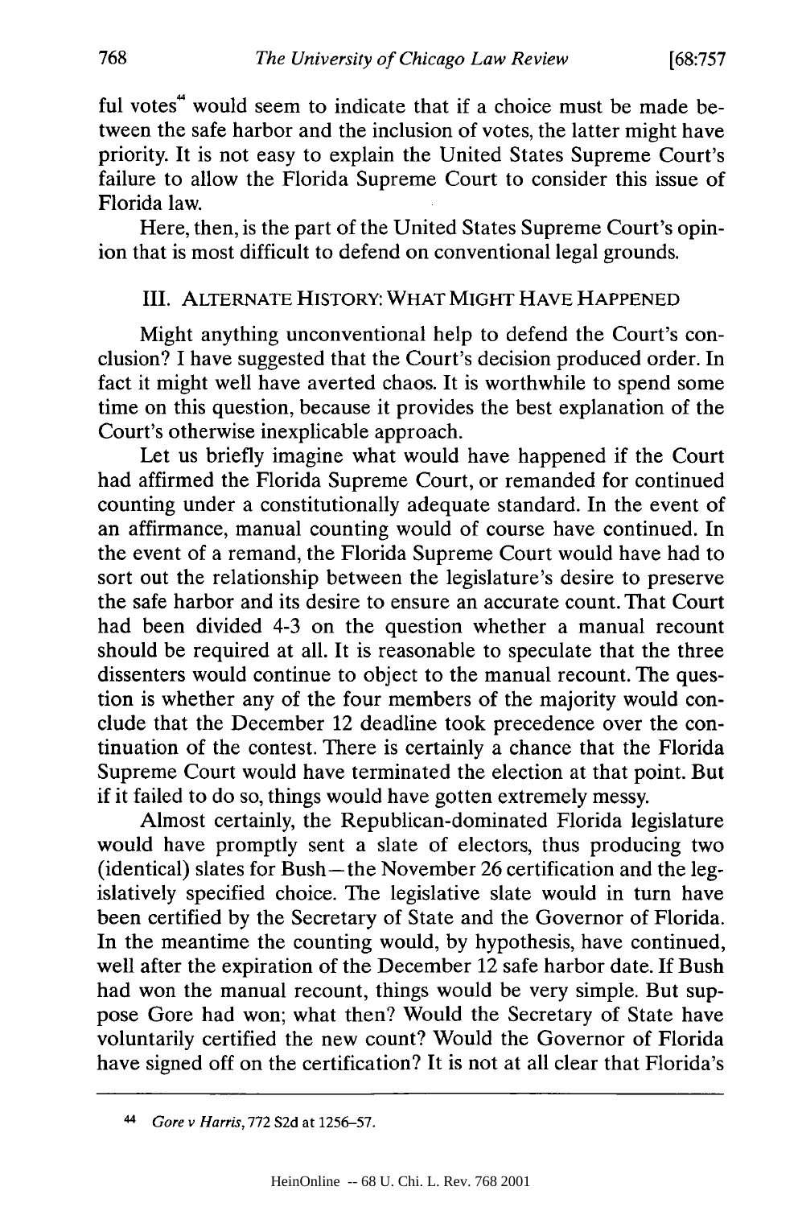ful votes[44] would seem to indicate that if a choice must be made between the safe harbor and the inclusion of votes, the latter might have priority. It is not easy to explain the United States Supreme Court's failure to allow the Florida Supreme Court to consider this issue of Florida law.

Here, then, is the part of the United States Supreme Court's opinion that is most difficult to defend on conventional legal grounds.

## III. ALTERNATE HISTORY: WHAT MIGHT HAVE HAPPENED

Might anything unconventional help to defend the Court's conclusion? I have suggested that the Court's decision produced order. In fact it might well have averted chaos. It is worthwhile to spend some time on this question, because it provides the best explanation of the Court's otherwise inexplicable approach.

Let us briefly imagine what would have happened if the Court had affirmed the Florida Supreme Court, or remanded for continued counting under a constitutionally adequate standard. In the event of an affirmance, manual counting would of course have continued. In the event of a remand, the Florida Supreme Court would have had to sort out the relationship between the legislature's desire to preserve the safe harbor and its desire to ensure an accurate count. That Court had been divided 4-3 on the question whether a manual recount should be required at all. It is reasonable to speculate that the three dissenters would continue to object to the manual recount. The question is whether any of the four members of the majority would conclude that the December 12 deadline took precedence over the continuation of the contest. There is certainly a chance that the Florida Supreme Court would have terminated the election at that point. But if it failed to do so, things would have gotten extremely messy.

Almost certainly, the Republican-dominated Florida legislature would have promptly sent a slate of electors, thus producing two (identical) slates for Bush—the November 26 certification and the legislatively specified choice. The legislative slate would in turn have been certified by the Secretary of State and the Governor of Florida. In the meantime the counting would, by hypothesis, have continued, well after the expiration of the December 12 safe harbor date. If Bush had won the manual recount, things would be very simple. But suppose Gore had won; what then? Would the Secretary of State have voluntarily certified the new count? Would the Governor of Florida have signed off on the certification? It is not at all clear that Florida's

---

[44] *Gore v Harris*, 772 S2d at 1256–57.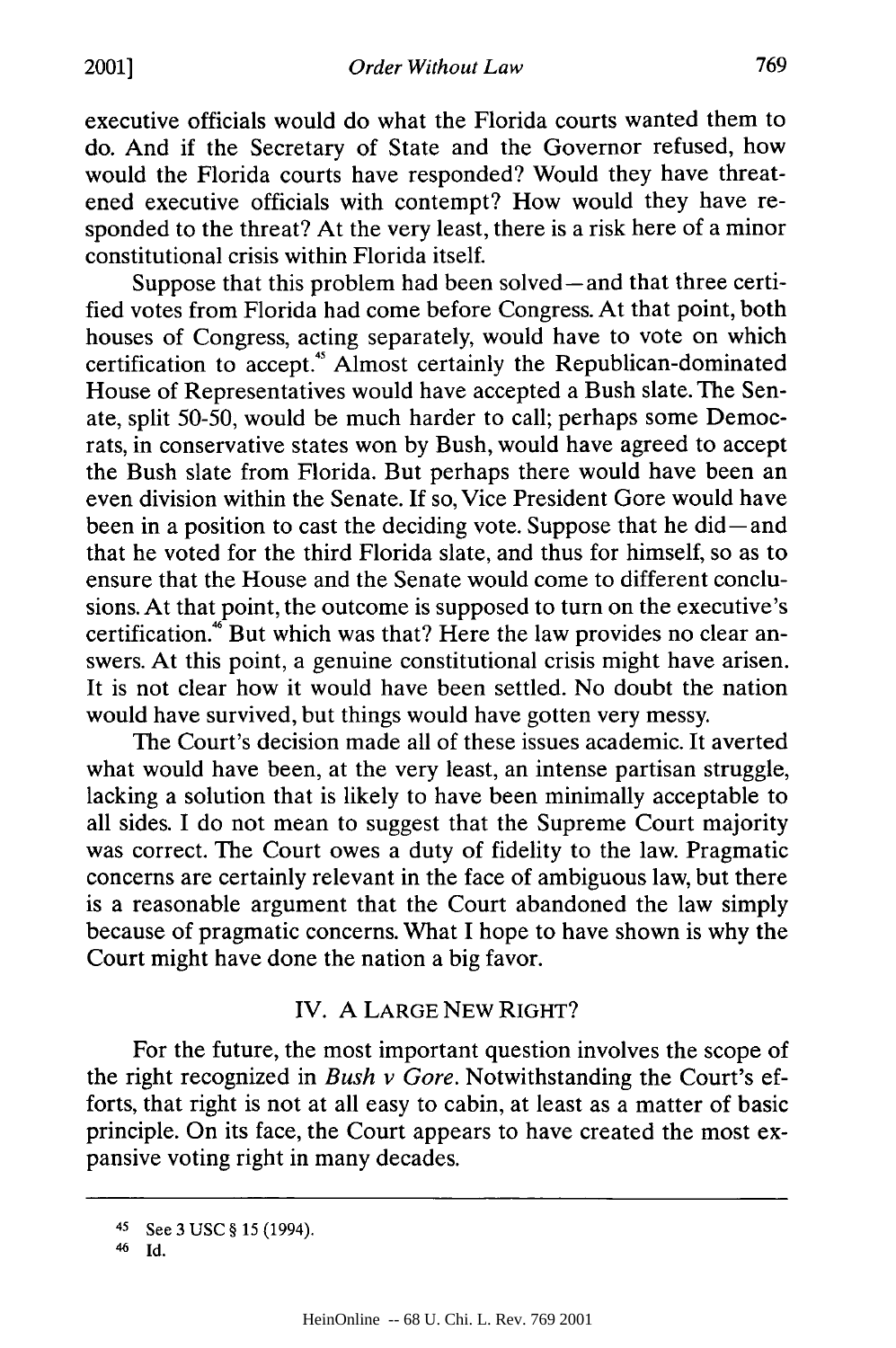executive officials would do what the Florida courts wanted them to do. And if the Secretary of State and the Governor refused, how would the Florida courts have responded? Would they have threatened executive officials with contempt? How would they have responded to the threat? At the very least, there is a risk here of a minor constitutional crisis within Florida itself.

Suppose that this problem had been solved—and that three certified votes from Florida had come before Congress. At that point, both houses of Congress, acting separately, would have to vote on which certification to accept.[45] Almost certainly the Republican-dominated House of Representatives would have accepted a Bush slate. The Senate, split 50-50, would be much harder to call; perhaps some Democrats, in conservative states won by Bush, would have agreed to accept the Bush slate from Florida. But perhaps there would have been an even division within the Senate. If so, Vice President Gore would have been in a position to cast the deciding vote. Suppose that he did—and that he voted for the third Florida slate, and thus for himself, so as to ensure that the House and the Senate would come to different conclusions. At that point, the outcome is supposed to turn on the executive's certification.[46] But which was that? Here the law provides no clear answers. At this point, a genuine constitutional crisis might have arisen. It is not clear how it would have been settled. No doubt the nation would have survived, but things would have gotten very messy.

The Court's decision made all of these issues academic. It averted what would have been, at the very least, an intense partisan struggle, lacking a solution that is likely to have been minimally acceptable to all sides. I do not mean to suggest that the Supreme Court majority was correct. The Court owes a duty of fidelity to the law. Pragmatic concerns are certainly relevant in the face of ambiguous law, but there is a reasonable argument that the Court abandoned the law simply because of pragmatic concerns. What I hope to have shown is why the Court might have done the nation a big favor.

## IV. A LARGE NEW RIGHT?

For the future, the most important question involves the scope of the right recognized in *Bush v Gore*. Notwithstanding the Court's efforts, that right is not at all easy to cabin, at least as a matter of basic principle. On its face, the Court appears to have created the most expansive voting right in many decades.

---

45 See 3 USC § 15 (1994).

46 Id.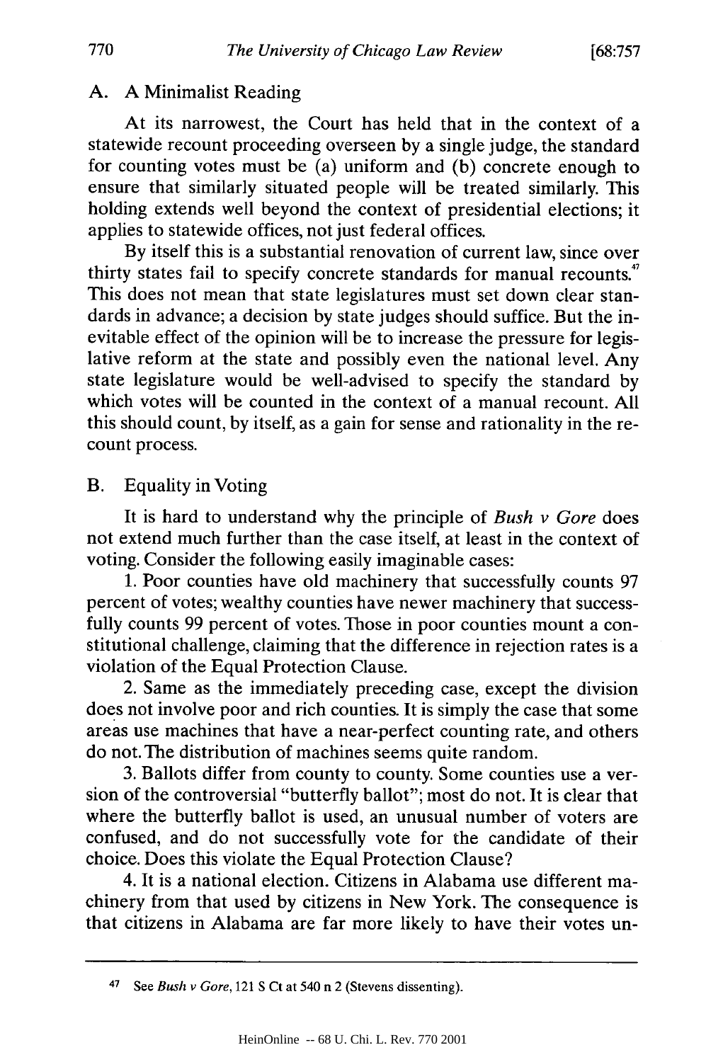### A. A Minimalist Reading

At its narrowest, the Court has held that in the context of a statewide recount proceeding overseen by a single judge, the standard for counting votes must be (a) uniform and (b) concrete enough to ensure that similarly situated people will be treated similarly. This holding extends well beyond the context of presidential elections; it applies to statewide offices, not just federal offices.

By itself this is a substantial renovation of current law, since over thirty states fail to specify concrete standards for manual recounts.[47] This does not mean that state legislatures must set down clear standards in advance; a decision by state judges should suffice. But the inevitable effect of the opinion will be to increase the pressure for legislative reform at the state and possibly even the national level. Any state legislature would be well-advised to specify the standard by which votes will be counted in the context of a manual recount. All this should count, by itself, as a gain for sense and rationality in the recount process.

### B. Equality in Voting

It is hard to understand why the principle of *Bush v Gore* does not extend much further than the case itself, at least in the context of voting. Consider the following easily imaginable cases:

1. Poor counties have old machinery that successfully counts 97 percent of votes; wealthy counties have newer machinery that successfully counts 99 percent of votes. Those in poor counties mount a constitutional challenge, claiming that the difference in rejection rates is a violation of the Equal Protection Clause.

2. Same as the immediately preceding case, except the division does not involve poor and rich counties. It is simply the case that some areas use machines that have a near-perfect counting rate, and others do not. The distribution of machines seems quite random.

3. Ballots differ from county to county. Some counties use a version of the controversial "butterfly ballot"; most do not. It is clear that where the butterfly ballot is used, an unusual number of voters are confused, and do not successfully vote for the candidate of their choice. Does this violate the Equal Protection Clause?

4. It is a national election. Citizens in Alabama use different machinery from that used by citizens in New York. The consequence is that citizens in Alabama are far more likely to have their votes un-

---

47 See *Bush v Gore*, 121 S Ct at 540 n 2 (Stevens dissenting).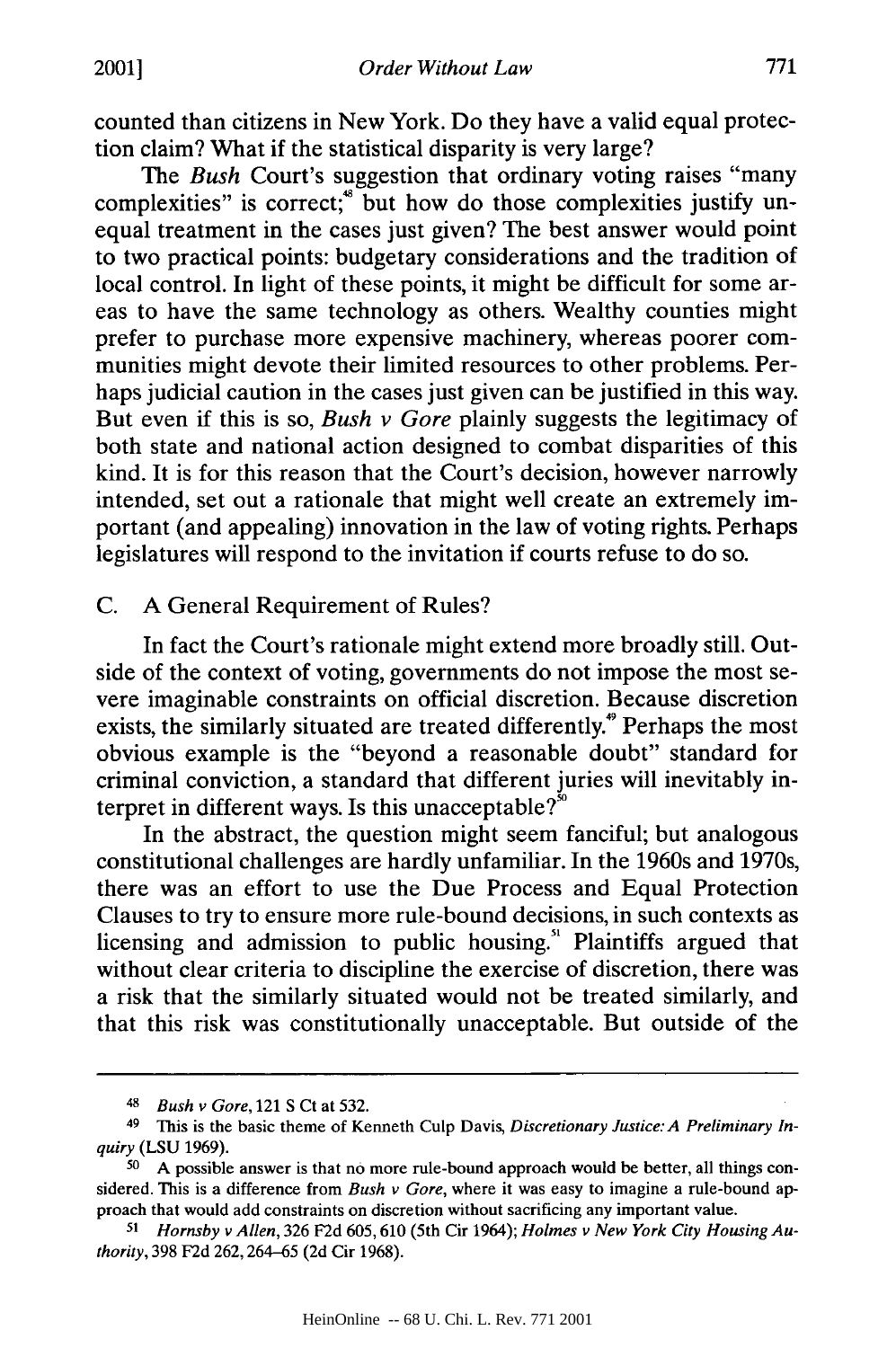counted than citizens in New York. Do they have a valid equal protection claim? What if the statistical disparity is very large?

The *Bush* Court's suggestion that ordinary voting raises "many complexities" is correct;[48] but how do those complexities justify unequal treatment in the cases just given? The best answer would point to two practical points: budgetary considerations and the tradition of local control. In light of these points, it might be difficult for some areas to have the same technology as others. Wealthy counties might prefer to purchase more expensive machinery, whereas poorer communities might devote their limited resources to other problems. Perhaps judicial caution in the cases just given can be justified in this way. But even if this is so, *Bush v Gore* plainly suggests the legitimacy of both state and national action designed to combat disparities of this kind. It is for this reason that the Court's decision, however narrowly intended, set out a rationale that might well create an extremely important (and appealing) innovation in the law of voting rights. Perhaps legislatures will respond to the invitation if courts refuse to do so.

## C. A General Requirement of Rules?

In fact the Court's rationale might extend more broadly still. Outside of the context of voting, governments do not impose the most severe imaginable constraints on official discretion. Because discretion exists, the similarly situated are treated differently.[49] Perhaps the most obvious example is the "beyond a reasonable doubt" standard for criminal conviction, a standard that different juries will inevitably interpret in different ways. Is this unacceptable?[50]

In the abstract, the question might seem fanciful; but analogous constitutional challenges are hardly unfamiliar. In the 1960s and 1970s, there was an effort to use the Due Process and Equal Protection Clauses to try to ensure more rule-bound decisions, in such contexts as licensing and admission to public housing.[51] Plaintiffs argued that without clear criteria to discipline the exercise of discretion, there was a risk that the similarly situated would not be treated similarly, and that this risk was constitutionally unacceptable. But outside of the

---

48 *Bush v Gore*, 121 S Ct at 532.

49 This is the basic theme of Kenneth Culp Davis, *Discretionary Justice: A Preliminary Inquiry* (LSU 1969).

50 A possible answer is that no more rule-bound approach would be better, all things considered. This is a difference from *Bush v Gore*, where it was easy to imagine a rule-bound approach that would add constraints on discretion without sacrificing any important value.

51 *Hornsby v Allen*, 326 F2d 605, 610 (5th Cir 1964); *Holmes v New York City Housing Authority*, 398 F2d 262, 264–65 (2d Cir 1968).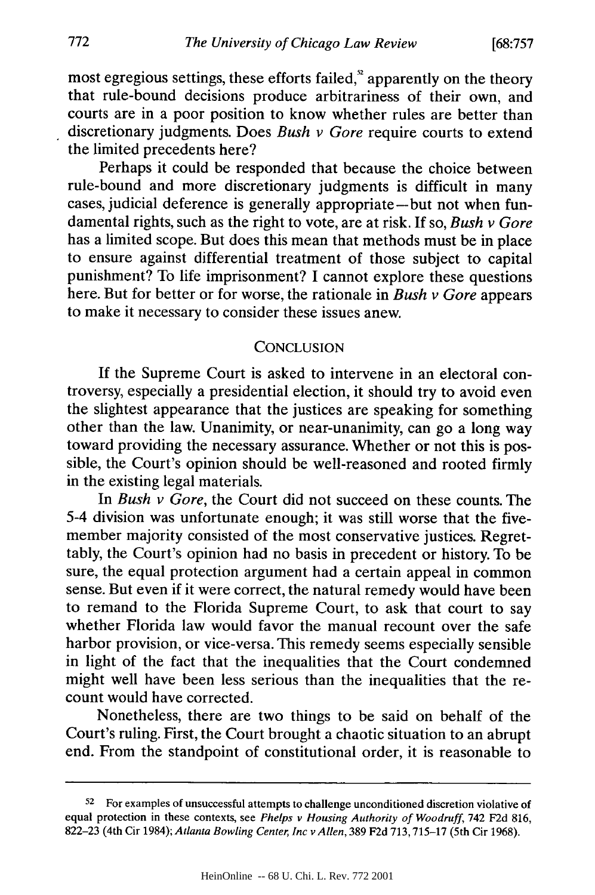most egregious settings, these efforts failed,[52] apparently on the theory that rule-bound decisions produce arbitrariness of their own, and courts are in a poor position to know whether rules are better than discretionary judgments. Does *Bush v Gore* require courts to extend the limited precedents here?

Perhaps it could be responded that because the choice between rule-bound and more discretionary judgments is difficult in many cases, judicial deference is generally appropriate—but not when fundamental rights, such as the right to vote, are at risk. If so, *Bush v Gore* has a limited scope. But does this mean that methods must be in place to ensure against differential treatment of those subject to capital punishment? To life imprisonment? I cannot explore these questions here. But for better or for worse, the rationale in *Bush v Gore* appears to make it necessary to consider these issues anew.

## CONCLUSION

If the Supreme Court is asked to intervene in an electoral controversy, especially a presidential election, it should try to avoid even the slightest appearance that the justices are speaking for something other than the law. Unanimity, or near-unanimity, can go a long way toward providing the necessary assurance. Whether or not this is possible, the Court's opinion should be well-reasoned and rooted firmly in the existing legal materials.

In *Bush v Gore*, the Court did not succeed on these counts. The 5-4 division was unfortunate enough; it was still worse that the five-member majority consisted of the most conservative justices. Regrettably, the Court's opinion had no basis in precedent or history. To be sure, the equal protection argument had a certain appeal in common sense. But even if it were correct, the natural remedy would have been to remand to the Florida Supreme Court, to ask that court to say whether Florida law would favor the manual recount over the safe harbor provision, or vice-versa. This remedy seems especially sensible in light of the fact that the inequalities that the Court condemned might well have been less serious than the inequalities that the recount would have corrected.

Nonetheless, there are two things to be said on behalf of the Court's ruling. First, the Court brought a chaotic situation to an abrupt end. From the standpoint of constitutional order, it is reasonable to

---

[52] For examples of unsuccessful attempts to challenge unconditioned discretion violative of equal protection in these contexts, see *Phelps v Housing Authority of Woodruff*, 742 F2d 816, 822–23 (4th Cir 1984); *Atlanta Bowling Center, Inc v Allen*, 389 F2d 713, 715–17 (5th Cir 1968).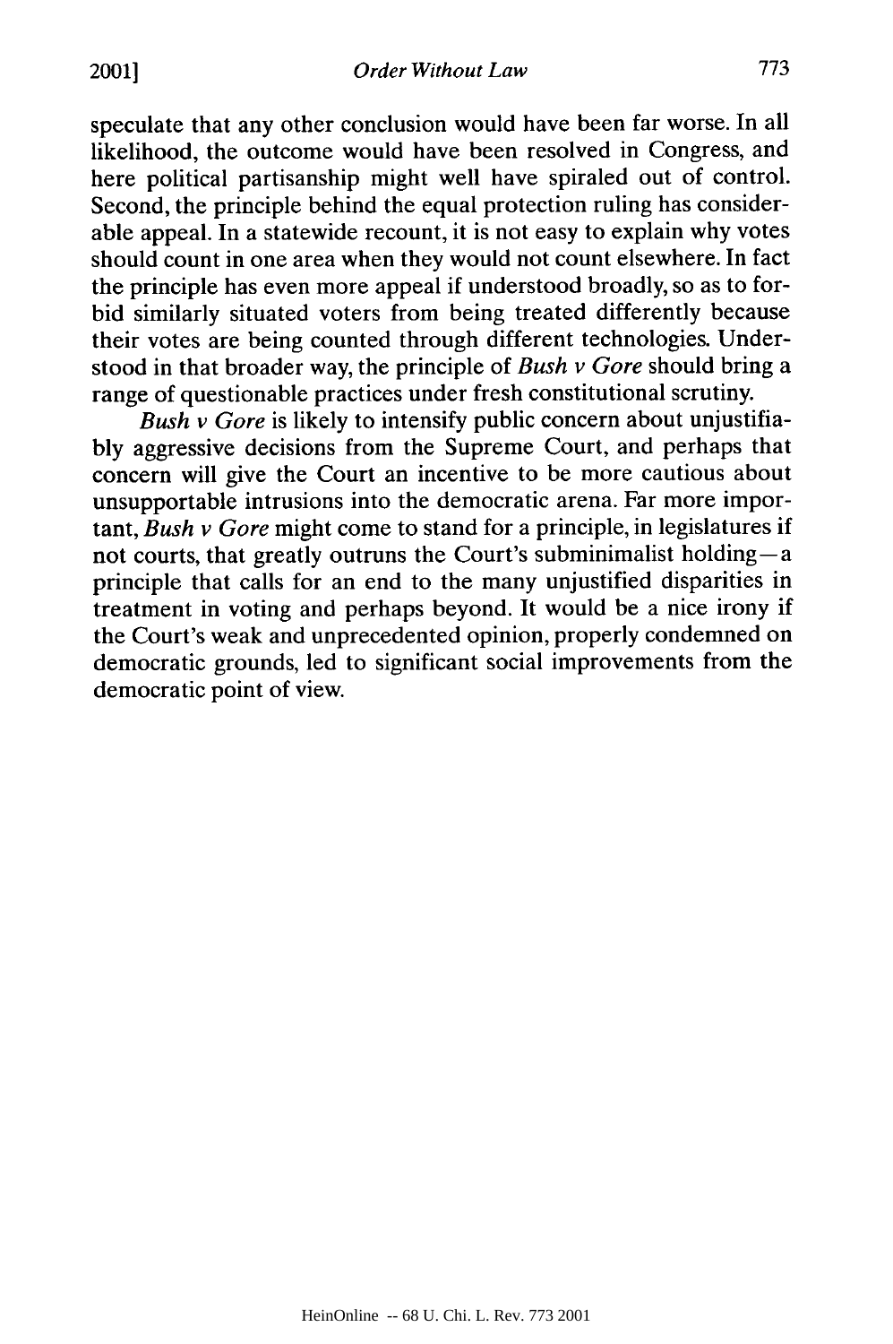speculate that any other conclusion would have been far worse. In all likelihood, the outcome would have been resolved in Congress, and here political partisanship might well have spiraled out of control. Second, the principle behind the equal protection ruling has considerable appeal. In a statewide recount, it is not easy to explain why votes should count in one area when they would not count elsewhere. In fact the principle has even more appeal if understood broadly, so as to forbid similarly situated voters from being treated differently because their votes are being counted through different technologies. Understood in that broader way, the principle of *Bush v Gore* should bring a range of questionable practices under fresh constitutional scrutiny.

*Bush v Gore* is likely to intensify public concern about unjustifiably aggressive decisions from the Supreme Court, and perhaps that concern will give the Court an incentive to be more cautious about unsupportable intrusions into the democratic arena. Far more important, *Bush v Gore* might come to stand for a principle, in legislatures if not courts, that greatly outruns the Court's subminimalist holding—a principle that calls for an end to the many unjustified disparities in treatment in voting and perhaps beyond. It would be a nice irony if the Court's weak and unprecedented opinion, properly condemned on democratic grounds, led to significant social improvements from the democratic point of view.